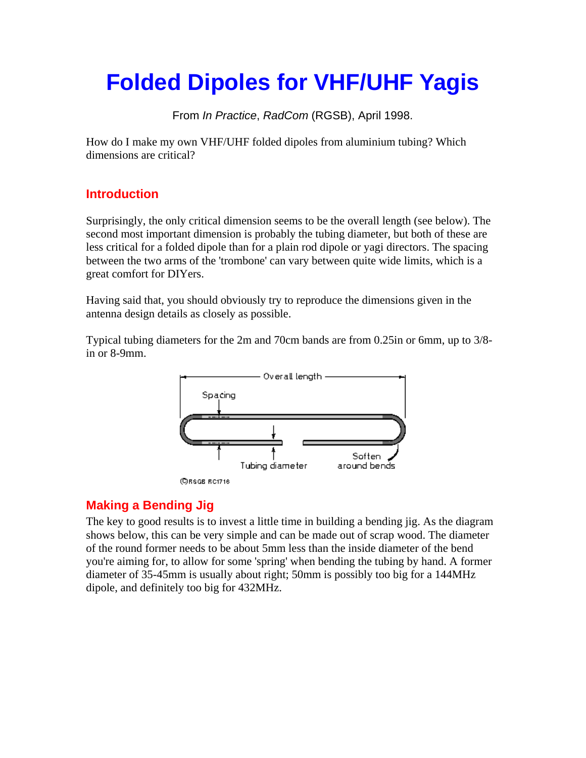# Folded Dipoles for VHF/UHF Yagis

From *In Practice*, *RadCom* (RGSB), April 1998.

How do I make my own VHF/UHF folded dipoles from aluminium tubing? Which dimensions are critical?

## Introduction

Surprisingly, the only critical dimension seems to be the overall length (see below). The second most important dimension is probably the tubing diameter, but both of these are less critical for a folded dipole than for a plain rod dipole or yagi directors. The spacing between the two arms of the 'trombone' can vary between quite wide limits, which is a great comfort for DIYers.

Having said that, you should obviously try to reproduce the dimensions given in the antenna design details as closely as possible.

Typical tubing diameters for the 2m and 70cm bands are from 0.25in or 6mm, up to 3/8-in or 8-9mm.

Overall length

Spacing

Tubing diameter

Soften around bends

©RSGB RC1716

## Making a Bending Jig

The key to good results is to invest a little time in building a bending jig. As the diagram shows below, this can be very simple and can be made out of scrap wood. The diameter of the round former needs to be about 5mm less than the inside diameter of the bend you're aiming for, to allow for some 'spring' when bending the tubing by hand. A former diameter of 35-45mm is usually about right; 50mm is possibly too big for a 144MHz dipole, and definitely too big for 432MHz.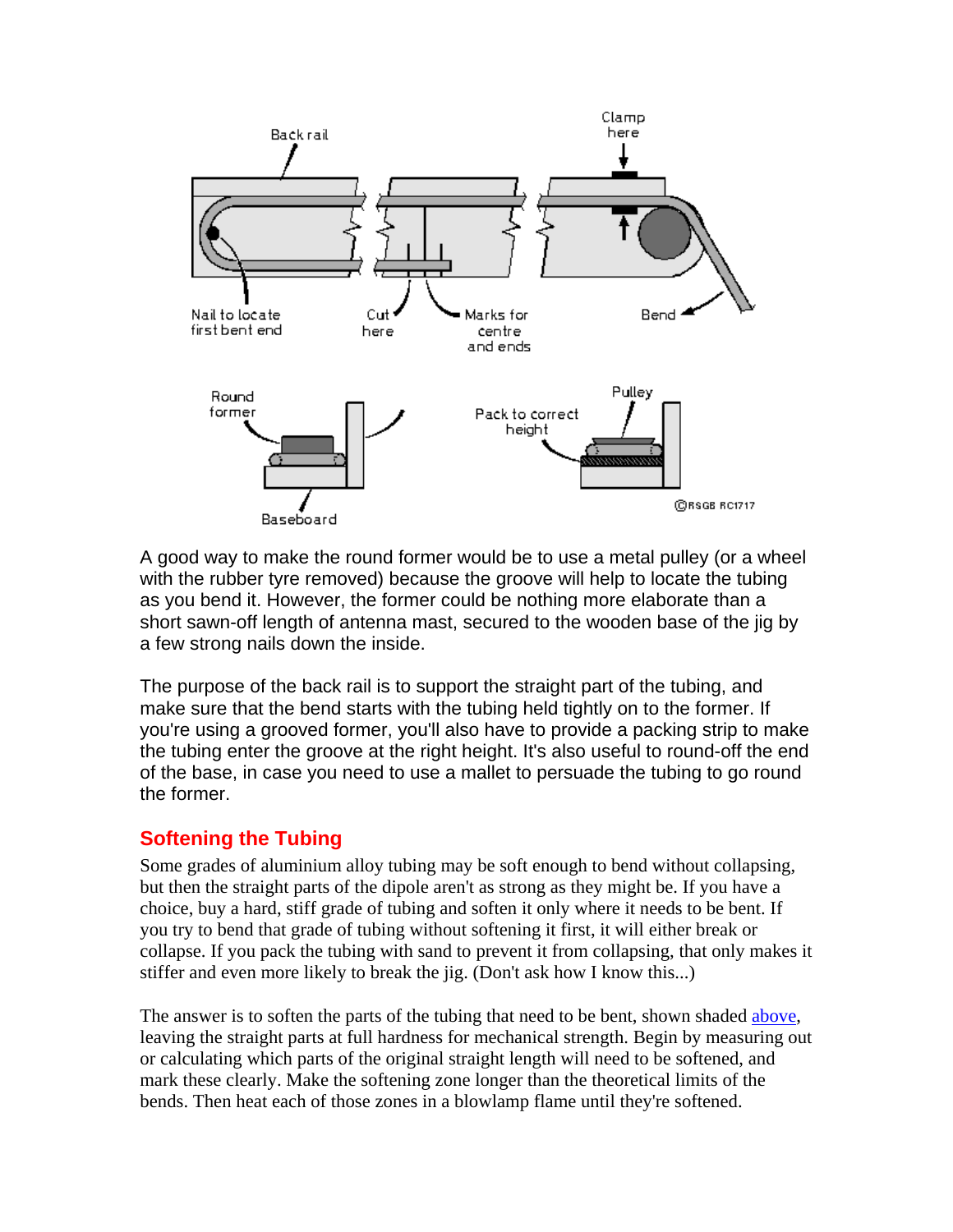A good way to make the round former would be to use a metal pulley (or a wheel with the rubber tyre removed) because the groove will help to locate the tubing as you bend it. However, the former could be nothing more elaborate than a short sawn-off length of antenna mast, secured to the wooden base of the jig by a few strong nails down the inside.

The purpose of the back rail is to support the straight part of the tubing, and make sure that the bend starts with the tubing held tightly on to the former. If you're using a grooved former, you'll also have to provide a packing strip to make the tubing enter the groove at the right height. It's also useful to round-off the end of the base, in case you need to use a mallet to persuade the tubing to go round the former.

## Softening the Tubing

Some grades of aluminium alloy tubing may be soft enough to bend without collapsing, but then the straight parts of the dipole aren't as strong as they might be. If you have a choice, buy a hard, stiff grade of tubing and soften it only where it needs to be bent. If you try to bend that grade of tubing without softening it first, it will either break or collapse. If you pack the tubing with sand to prevent it from collapsing, that only makes it stiffer and even more likely to break the jig. (Don't ask how I know this...)

The answer is to soften the parts of the tubing that need to be bent, shown shaded above, leaving the straight parts at full hardness for mechanical strength. Begin by measuring out or calculating which parts of the original straight length will need to be softened, and mark these clearly. Make the softening zone longer than the theoretical limits of the bends. Then heat each of those zones in a blowlamp flame until they're softened.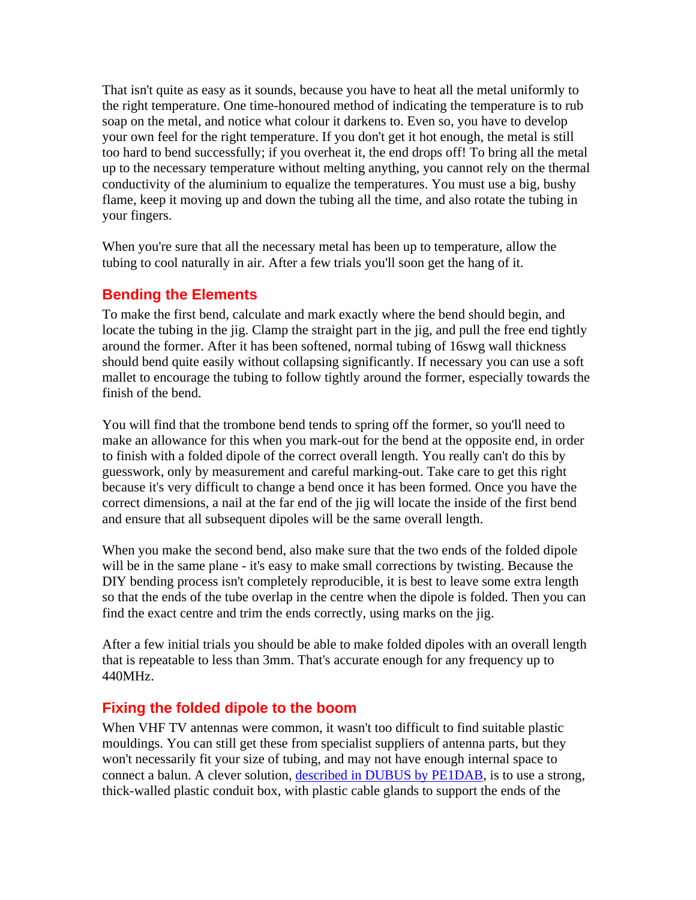That isn't quite as easy as it sounds, because you have to heat all the metal uniformly to the right temperature. One time-honoured method of indicating the temperature is to rub soap on the metal, and notice what colour it darkens to. Even so, you have to develop your own feel for the right temperature. If you don't get it hot enough, the metal is still too hard to bend successfully; if you overheat it, the end drops off! To bring all the metal up to the necessary temperature without melting anything, you cannot rely on the thermal conductivity of the aluminium to equalize the temperatures. You must use a big, bushy flame, keep it moving up and down the tubing all the time, and also rotate the tubing in your fingers.

When you're sure that all the necessary metal has been up to temperature, allow the tubing to cool naturally in air. After a few trials you'll soon get the hang of it.

## Bending the Elements

To make the first bend, calculate and mark exactly where the bend should begin, and locate the tubing in the jig. Clamp the straight part in the jig, and pull the free end tightly around the former. After it has been softened, normal tubing of 16swg wall thickness should bend quite easily without collapsing significantly. If necessary you can use a soft mallet to encourage the tubing to follow tightly around the former, especially towards the finish of the bend.

You will find that the trombone bend tends to spring off the former, so you'll need to make an allowance for this when you mark-out for the bend at the opposite end, in order to finish with a folded dipole of the correct overall length. You really can't do this by guesswork, only by measurement and careful marking-out. Take care to get this right because it's very difficult to change a bend once it has been formed. Once you have the correct dimensions, a nail at the far end of the jig will locate the inside of the first bend and ensure that all subsequent dipoles will be the same overall length.

When you make the second bend, also make sure that the two ends of the folded dipole will be in the same plane - it's easy to make small corrections by twisting. Because the DIY bending process isn't completely reproducible, it is best to leave some extra length so that the ends of the tube overlap in the centre when the dipole is folded. Then you can find the exact centre and trim the ends correctly, using marks on the jig.

After a few initial trials you should be able to make folded dipoles with an overall length that is repeatable to less than 3mm. That's accurate enough for any frequency up to 440MHz.

## Fixing the folded dipole to the boom

When VHF TV antennas were common, it wasn't too difficult to find suitable plastic mouldings. You can still get these from specialist suppliers of antenna parts, but they won't necessarily fit your size of tubing, and may not have enough internal space to connect a balun. A clever solution, [described in DUBUS by PE1DAB](), is to use a strong, thick-walled plastic conduit box, with plastic cable glands to support the ends of the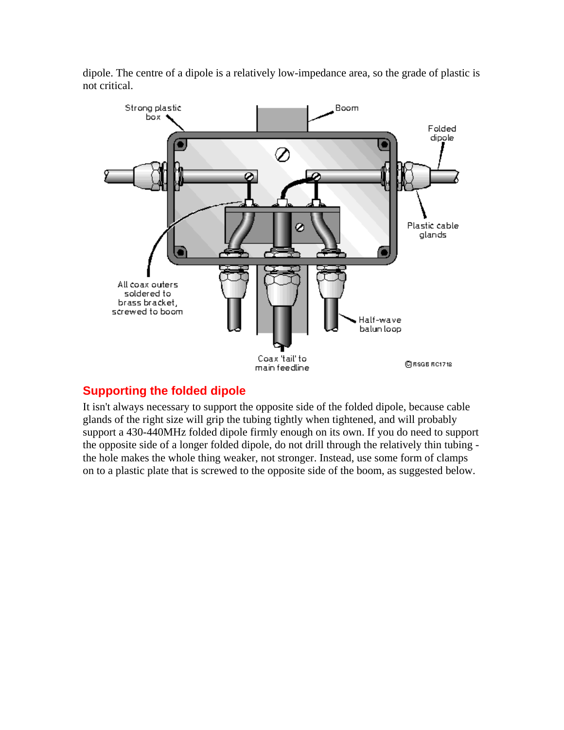dipole. The centre of a dipole is a relatively low-impedance area, so the grade of plastic is not critical.

## Supporting the folded dipole

It isn't always necessary to support the opposite side of the folded dipole, because cable glands of the right size will grip the tubing tightly when tightened, and will probably support a 430-440MHz folded dipole firmly enough on its own. If you do need to support the opposite side of a longer folded dipole, do not drill through the relatively thin tubing - the hole makes the whole thing weaker, not stronger. Instead, use some form of clamps on to a plastic plate that is screwed to the opposite side of the boom, as suggested below.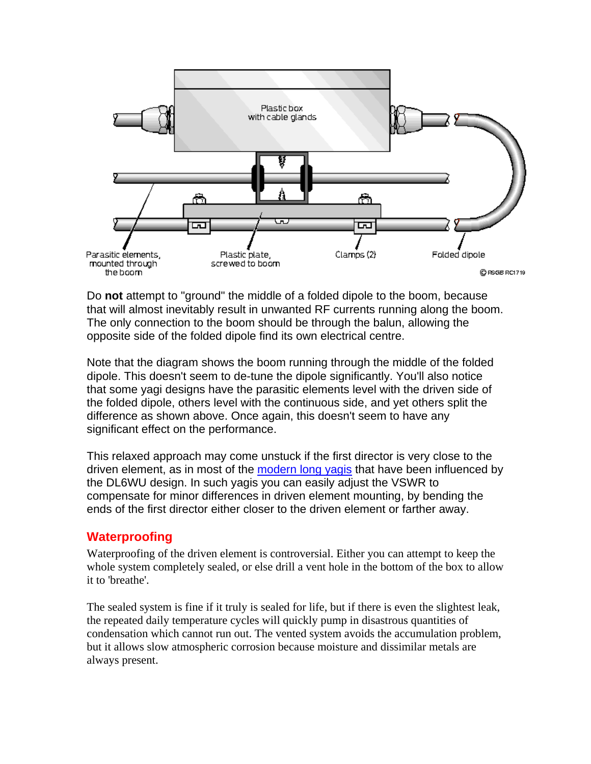Do **not** attempt to "ground" the middle of a folded dipole to the boom, because that will almost inevitably result in unwanted RF currents running along the boom. The only connection to the boom should be through the balun, allowing the opposite side of the folded dipole find its own electrical centre.

Note that the diagram shows the boom running through the middle of the folded dipole. This doesn't seem to de-tune the dipole significantly. You'll also notice that some yagi designs have the parasitic elements level with the driven side of the folded dipole, others level with the continuous side, and yet others split the difference as shown above. Once again, this doesn't seem to have any significant effect on the performance.

This relaxed approach may come unstuck if the first director is very close to the driven element, as in most of the modern long yagis that have been influenced by the DL6WU design. In such yagis you can easily adjust the VSWR to compensate for minor differences in driven element mounting, by bending the ends of the first director either closer to the driven element or farther away.

## Waterproofing

Waterproofing of the driven element is controversial. Either you can attempt to keep the whole system completely sealed, or else drill a vent hole in the bottom of the box to allow it to 'breathe'.

The sealed system is fine if it truly is sealed for life, but if there is even the slightest leak, the repeated daily temperature cycles will quickly pump in disastrous quantities of condensation which cannot run out. The vented system avoids the accumulation problem, but it allows slow atmospheric corrosion because moisture and dissimilar metals are always present.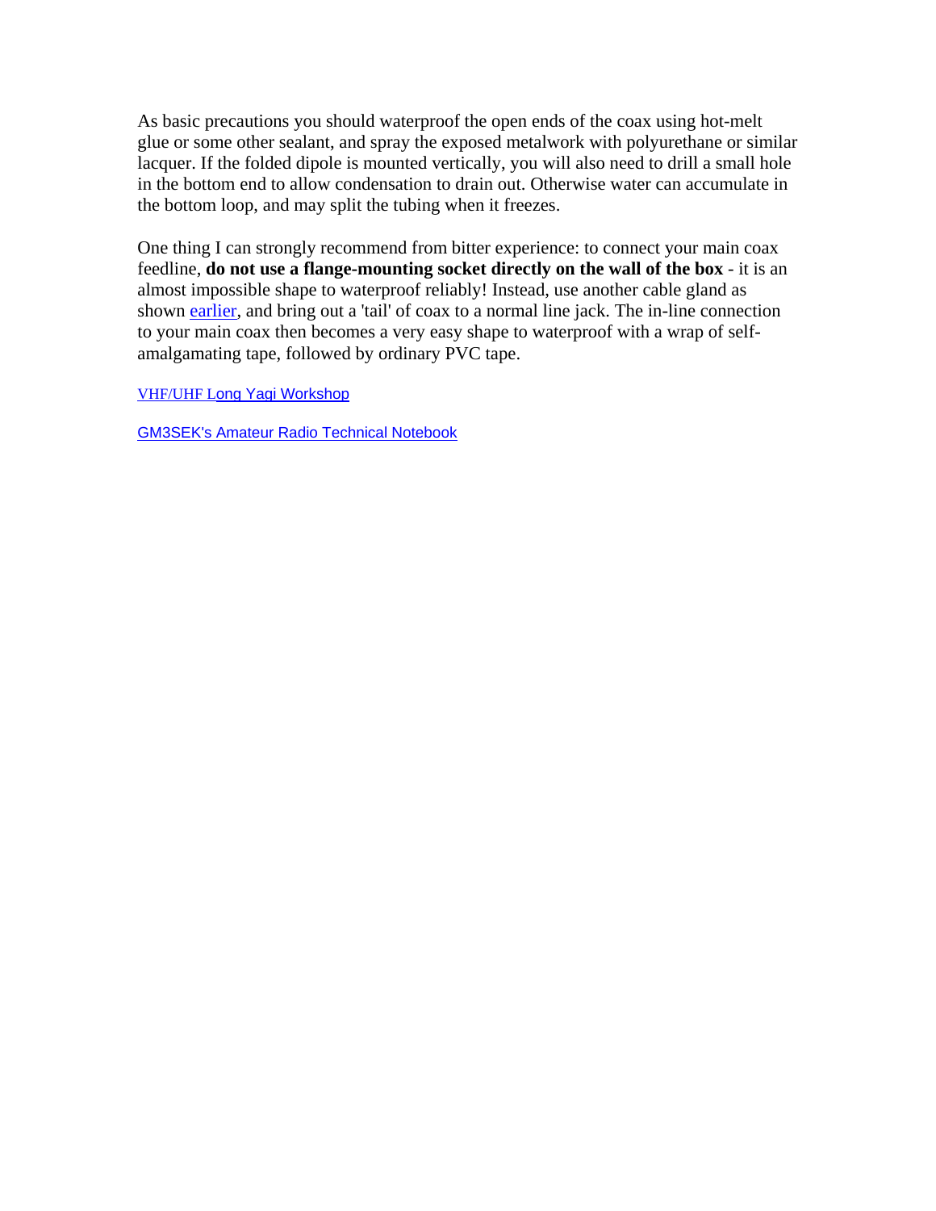As basic precautions you should waterproof the open ends of the coax using hot-melt glue or some other sealant, and spray the exposed metalwork with polyurethane or similar lacquer. If the folded dipole is mounted vertically, you will also need to drill a small hole in the bottom end to allow condensation to drain out. Otherwise water can accumulate in the bottom loop, and may split the tubing when it freezes.

One thing I can strongly recommend from bitter experience: to connect your main coax feedline, **do not use a flange-mounting socket directly on the wall of the box** - it is an almost impossible shape to waterproof reliably! Instead, use another cable gland as shown earlier, and bring out a 'tail' of coax to a normal line jack. The in-line connection to your main coax then becomes a very easy shape to waterproof with a wrap of self-amalgamating tape, followed by ordinary PVC tape.

VHF/UHF Long Yagi Workshop

GM3SEK's Amateur Radio Technical Notebook